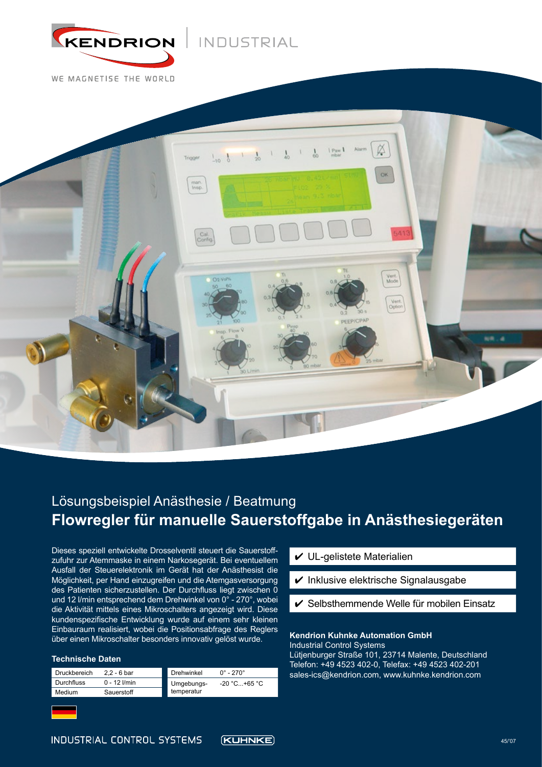KENDRION | INDUSTRIAL

WE MAGNETISE THE WORLD

Lösungsbeispiel Anästhesie / Beatmung

# Flowregler für manuelle Sauerstoffgabe in Anästhesiegeräten

Dieses speziell entwickelte Drosselventil steuert die Sauerstoffzufuhr zur Atemmaske in einem Narkosegerät. Bei eventuellem Ausfall der Steuerelektronik im Gerät hat der Anästhesist die Möglichkeit, per Hand einzugreifen und die Atemgasversorgung des Patienten sicherzustellen. Der Durchfluss liegt zwischen 0 und 12 l/min entsprechend dem Drehwinkel von 0° - 270°, wobei die Aktivität mittels eines Mikroschalters angezeigt wird. Diese kundenspezifische Entwicklung wurde auf einem sehr kleinen Einbauraum realisiert, wobei die Positionsabfrage des Reglers über einen Mikroschalter besonders innovativ gelöst wurde.

### Technische Daten

| | |
|---|---|
| Druckbereich | 2,2 - 6 bar |
| Durchfluss | 0 - 12 l/min |
| Medium | Sauerstoff |

| | |
|---|---|
| Drehwinkel | 0° - 270° |
| Umgebungstemperatur | -20 °C...+65 °C |

- ✔ UL-gelistete Materialien
- ✔ Inklusive elektrische Signalausgabe
- ✔ Selbsthemmende Welle für mobilen Einsatz

**Kendrion Kuhnke Automation GmbH**
Industrial Control Systems
Lütjenburger Straße 101, 23714 Malente, Deutschland
Telefon: +49 4523 402-0, Telefax: +49 4523 402-201
sales-ics@kendrion.com, www.kuhnke.kendrion.com

INDUSTRIAL CONTROL SYSTEMS KUHNKE

45/07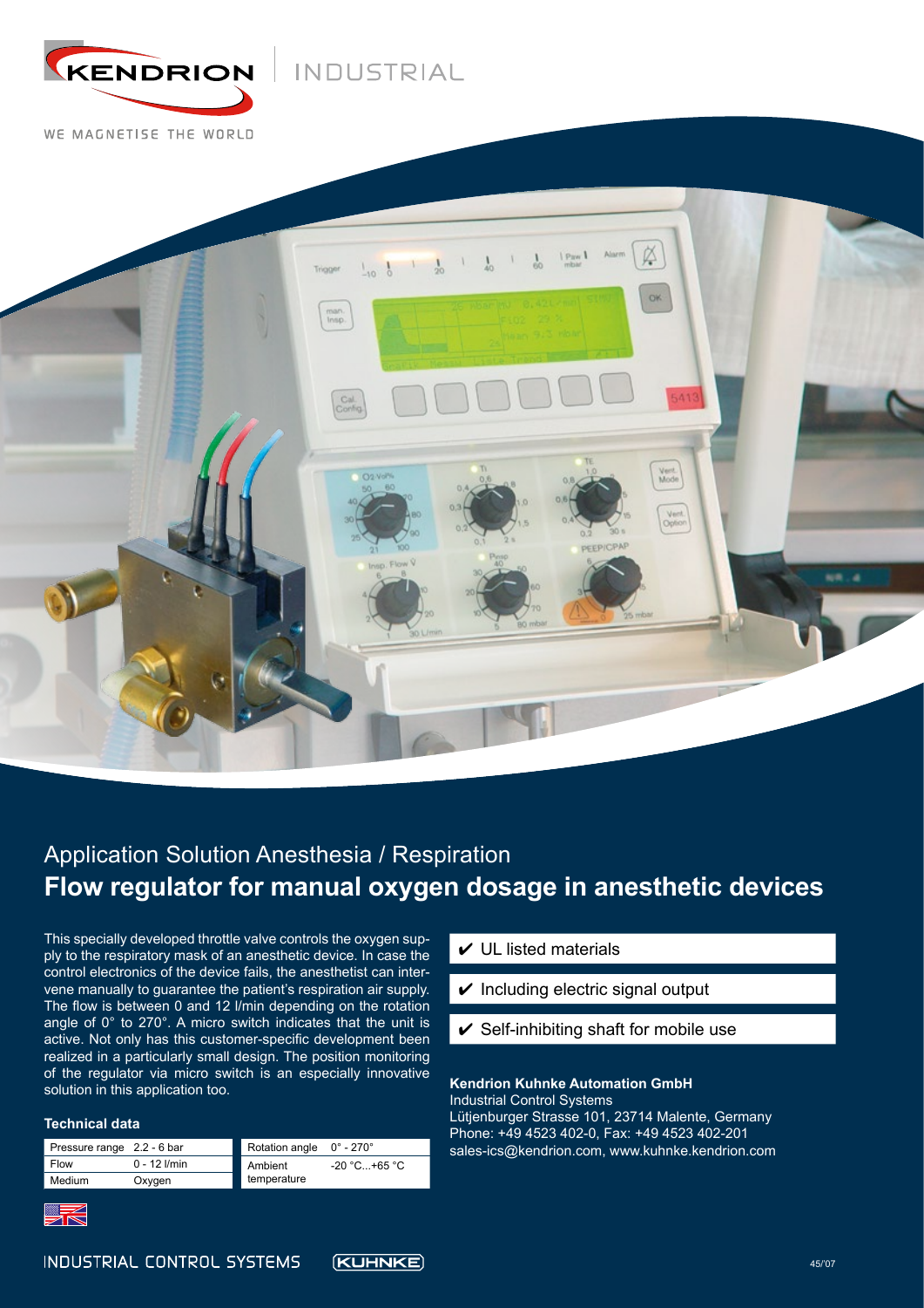KENDRION | INDUSTRIAL

WE MAGNETISE THE WORLD

## Application Solution Anesthesia / Respiration

# Flow regulator for manual oxygen dosage in anesthetic devices

This specially developed throttle valve controls the oxygen supply to the respiratory mask of an anesthetic device. In case the control electronics of the device fails, the anesthetist can intervene manually to guarantee the patient's respiration air supply. The flow is between 0 and 12 l/min depending on the rotation angle of 0° to 270°. A micro switch indicates that the unit is active. Not only has this customer-specific development been realized in a particularly small design. The position monitoring of the regulator via micro switch is an especially innovative solution in this application too.

### Technical data

| | | | |
|---|---|---|---|
| Pressure range | 2.2 - 6 bar | Rotation angle | 0° - 270° |
| Flow | 0 - 12 l/min | Ambient temperature | -20 °C...+65 °C |
| Medium | Oxygen | | |

- ✔ UL listed materials
- ✔ Including electric signal output
- ✔ Self-inhibiting shaft for mobile use

**Kendrion Kuhnke Automation GmbH**
Industrial Control Systems
Lütjenburger Strasse 101, 23714 Malente, Germany
Phone: +49 4523 402-0, Fax: +49 4523 402-201
sales-ics@kendrion.com, www.kuhnke.kendrion.com

INDUSTRIAL CONTROL SYSTEMS KUHNKE

45/'07